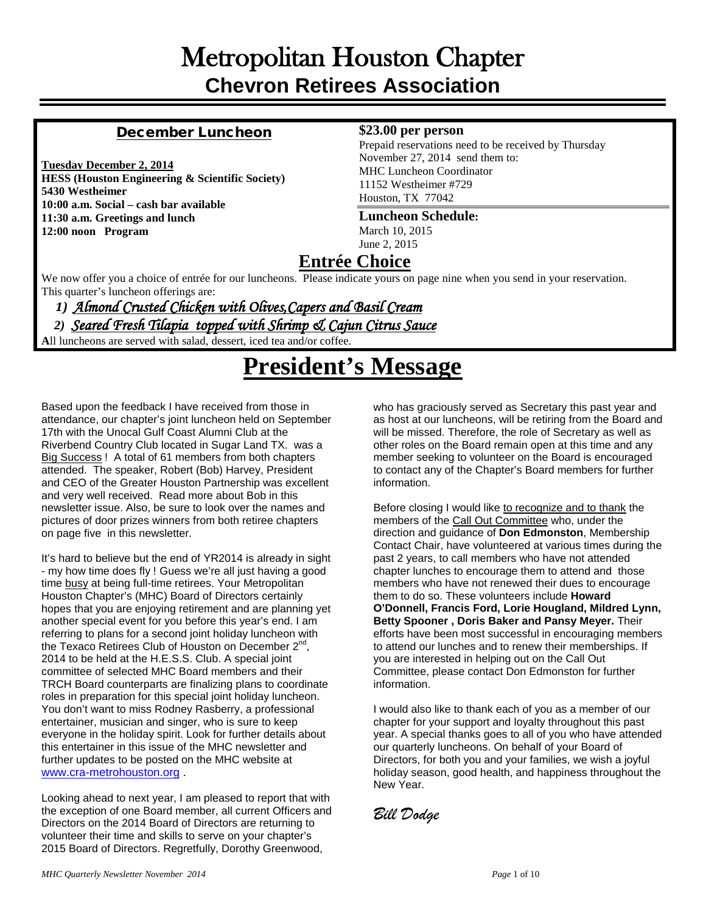# Metropolitan Houston Chapter
## Chevron Retirees Association

### December Luncheon

**Tuesday December 2, 2014**
**HESS (Houston Engineering & Scientific Society)**
**5430 Westheimer**
**10:00 a.m. Social – cash bar available**
**11:30 a.m. Greetings and lunch**
**12:00 noon Program**

**$23.00 per person**
Prepaid reservations need to be received by Thursday November 27, 2014 send them to:
MHC Luncheon Coordinator
11152 Westheimer #729
Houston, TX 77042

**Luncheon Schedule:**
March 10, 2015
June 2, 2015

### Entrée Choice

We now offer you a choice of entrée for our luncheons. Please indicate yours on page nine when you send in your reservation. This quarter's luncheon offerings are:

1) *Almond Crusted Chicken with Olives,Capers and Basil Cream*
2) *Seared Fresh Tilapia topped with Shrimp & Cajun Citrus Sauce*

**A**ll luncheons are served with salad, dessert, iced tea and/or coffee.

# President's Message

Based upon the feedback I have received from those in attendance, our chapter's joint luncheon held on September 17th with the Unocal Gulf Coast Alumni Club at the Riverbend Country Club located in Sugar Land TX. was a Big Success ! A total of 61 members from both chapters attended. The speaker, Robert (Bob) Harvey, President and CEO of the Greater Houston Partnership was excellent and very well received. Read more about Bob in this newsletter issue. Also, be sure to look over the names and pictures of door prizes winners from both retiree chapters on page five in this newsletter.

It's hard to believe but the end of YR2014 is already in sight - my how time does fly ! Guess we're all just having a good time busy at being full-time retirees. Your Metropolitan Houston Chapter's (MHC) Board of Directors certainly hopes that you are enjoying retirement and are planning yet another special event for you before this year's end. I am referring to plans for a second joint holiday luncheon with the Texaco Retirees Club of Houston on December 2nd, 2014 to be held at the H.E.S.S. Club. A special joint committee of selected MHC Board members and their TRCH Board counterparts are finalizing plans to coordinate roles in preparation for this special joint holiday luncheon. You don't want to miss Rodney Rasberry, a professional entertainer, musician and singer, who is sure to keep everyone in the holiday spirit. Look for further details about this entertainer in this issue of the MHC newsletter and further updates to be posted on the MHC website at www.cra-metrohouston.org .

Looking ahead to next year, I am pleased to report that with the exception of one Board member, all current Officers and Directors on the 2014 Board of Directors are returning to volunteer their time and skills to serve on your chapter's 2015 Board of Directors. Regretfully, Dorothy Greenwood, who has graciously served as Secretary this past year and as host at our luncheons, will be retiring from the Board and will be missed. Therefore, the role of Secretary as well as other roles on the Board remain open at this time and any member seeking to volunteer on the Board is encouraged to contact any of the Chapter's Board members for further information.

Before closing I would like to recognize and to thank the members of the Call Out Committee who, under the direction and guidance of **Don Edmonston**, Membership Contact Chair, have volunteered at various times during the past 2 years, to call members who have not attended chapter lunches to encourage them to attend and those members who have not renewed their dues to encourage them to do so. These volunteers include **Howard O'Donnell, Francis Ford, Lorie Hougland, Mildred Lynn, Betty Spooner , Doris Baker and Pansy Meyer.** Their efforts have been most successful in encouraging members to attend our lunches and to renew their memberships. If you are interested in helping out on the Call Out Committee, please contact Don Edmonston for further information.

I would also like to thank each of you as a member of our chapter for your support and loyalty throughout this past year. A special thanks goes to all of you who have attended our quarterly luncheons. On behalf of your Board of Directors, for both you and your families, we wish a joyful holiday season, good health, and happiness throughout the New Year.

*Bill Dodge*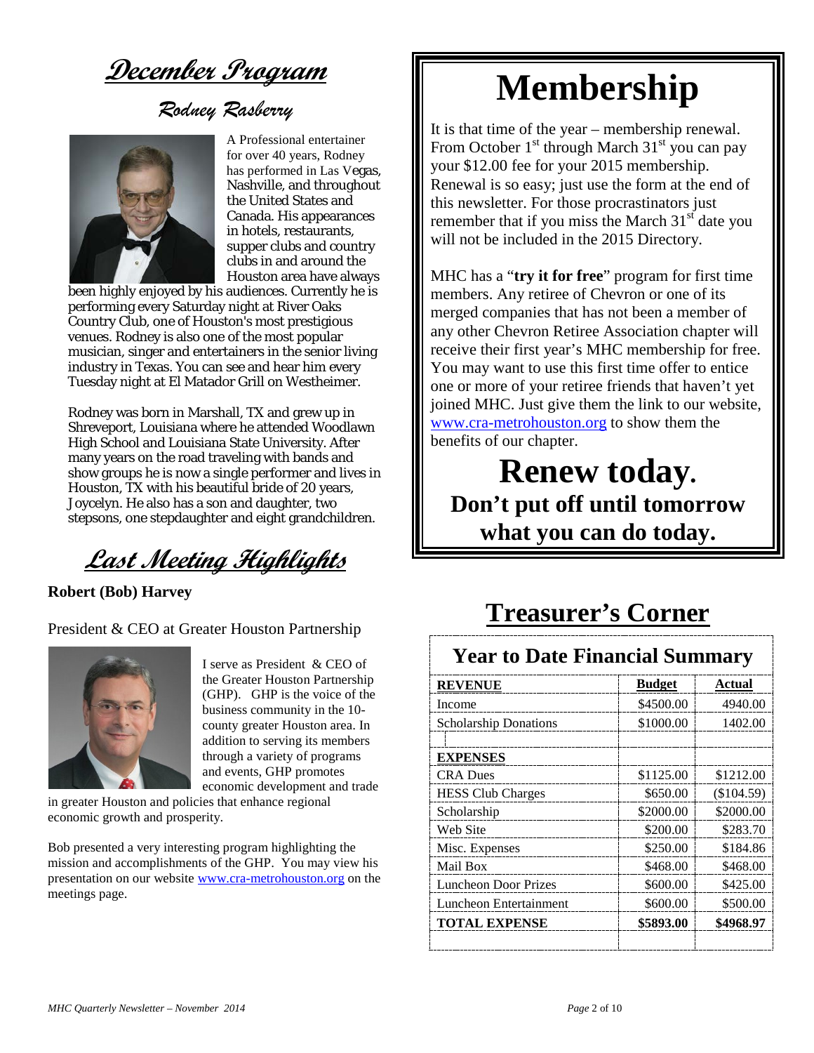# December Program

## Rodney Rasberry

A Professional entertainer for over 40 years, Rodney has performed in Las Vegas, Nashville, and throughout the United States and Canada. His appearances in hotels, restaurants, supper clubs and country clubs in and around the Houston area have always been highly enjoyed by his audiences. Currently he is performing every Saturday night at River Oaks Country Club, one of Houston's most prestigious venues. Rodney is also one of the most popular musician, singer and entertainers in the senior living industry in Texas. You can see and hear him every Tuesday night at El Matador Grill on Westheimer.

Rodney was born in Marshall, TX and grew up in Shreveport, Louisiana where he attended Woodlawn High School and Louisiana State University. After many years on the road traveling with bands and show groups he is now a single performer and lives in Houston, TX with his beautiful bride of 20 years, Joycelyn. He also has a son and daughter, two stepsons, one stepdaughter and eight grandchildren.

# Last Meeting Highlights

**Robert (Bob) Harvey**

President & CEO at Greater Houston Partnership

I serve as President & CEO of the Greater Houston Partnership (GHP). GHP is the voice of the business community in the 10-county greater Houston area. In addition to serving its members through a variety of programs and events, GHP promotes economic development and trade in greater Houston and policies that enhance regional economic growth and prosperity.

Bob presented a very interesting program highlighting the mission and accomplishments of the GHP. You may view his presentation on our website www.cra-metrohouston.org on the meetings page.

# Membership

It is that time of the year – membership renewal. From October 1st through March 31st you can pay your $12.00 fee for your 2015 membership. Renewal is so easy; just use the form at the end of this newsletter. For those procrastinators just remember that if you miss the March 31st date you will not be included in the 2015 Directory.

MHC has a "**try it for free**" program for first time members. Any retiree of Chevron or one of its merged companies that has not been a member of any other Chevron Retiree Association chapter will receive their first year's MHC membership for free. You may want to use this first time offer to entice one or more of your retiree friends that haven't yet joined MHC. Just give them the link to our website, www.cra-metrohouston.org to show them the benefits of our chapter.

**Renew today.**

**Don't put off until tomorrow what you can do today.**

# Treasurer's Corner

## Year to Date Financial Summary

| **REVENUE** | **Budget** | **Actual** |
|---|---|---|
| Income | $4500.00 | 4940.00 |
| Scholarship Donations | $1000.00 | 1402.00 |
| | | |
| **EXPENSES** | | |
| CRA Dues | $1125.00 | $1212.00 |
| HESS Club Charges | $650.00 | ($104.59) |
| Scholarship | $2000.00 | $2000.00 |
| Web Site | $200.00 | $283.70 |
| Misc. Expenses | $250.00 | $184.86 |
| Mail Box | $468.00 | $468.00 |
| Luncheon Door Prizes | $600.00 | $425.00 |
| Luncheon Entertainment | $600.00 | $500.00 |
| **TOTAL EXPENSE** | **$5893.00** | **$4968.97** |
| | | |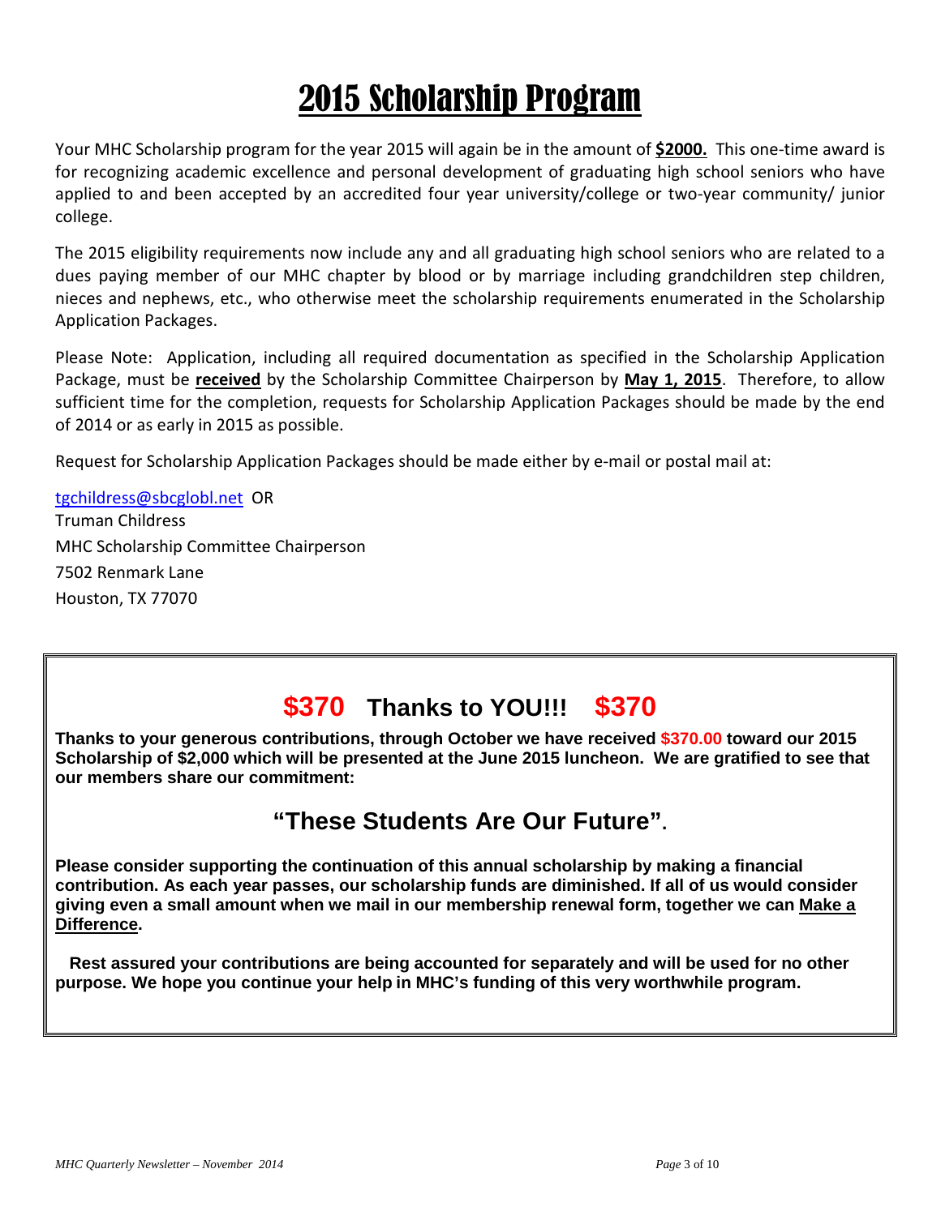# 2015 Scholarship Program

Your MHC Scholarship program for the year 2015 will again be in the amount of **$2000.** This one-time award is for recognizing academic excellence and personal development of graduating high school seniors who have applied to and been accepted by an accredited four year university/college or two-year community/ junior college.

The 2015 eligibility requirements now include any and all graduating high school seniors who are related to a dues paying member of our MHC chapter by blood or by marriage including grandchildren step children, nieces and nephews, etc., who otherwise meet the scholarship requirements enumerated in the Scholarship Application Packages.

Please Note: Application, including all required documentation as specified in the Scholarship Application Package, must be **received** by the Scholarship Committee Chairperson by **May 1, 2015**. Therefore, to allow sufficient time for the completion, requests for Scholarship Application Packages should be made by the end of 2014 or as early in 2015 as possible.

Request for Scholarship Application Packages should be made either by e-mail or postal mail at:

tgchildress@sbcglobl.net OR
Truman Childress
MHC Scholarship Committee Chairperson
7502 Renmark Lane
Houston, TX 77070

## $370 Thanks to YOU!!! $370

**Thanks to your generous contributions, through October we have received $370.00 toward our 2015 Scholarship of $2,000 which will be presented at the June 2015 luncheon. We are gratified to see that our members share our commitment:**

## "These Students Are Our Future".

**Please consider supporting the continuation of this annual scholarship by making a financial contribution. As each year passes, our scholarship funds are diminished. If all of us would consider giving even a small amount when we mail in our membership renewal form, together we can Make a Difference.**

**Rest assured your contributions are being accounted for separately and will be used for no other purpose. We hope you continue your help in MHC's funding of this very worthwhile program.**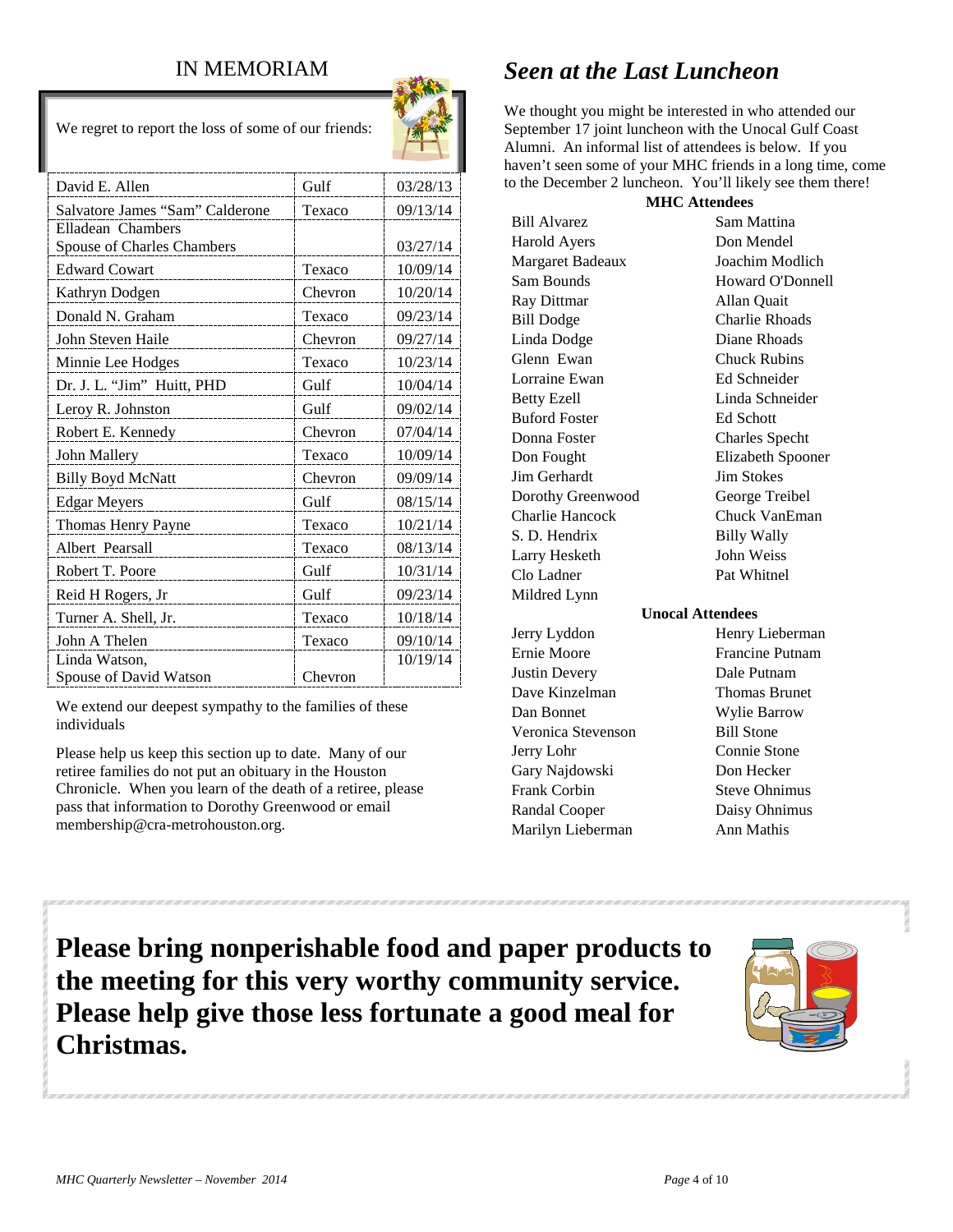## IN MEMORIAM

We regret to report the loss of some of our friends:

| Name | Company | Date |
|---|---|---|
| David E. Allen | Gulf | 03/28/13 |
| Salvatore James "Sam" Calderone | Texaco | 09/13/14 |
| Elladean Chambers Spouse of Charles Chambers | | 03/27/14 |
| Edward Cowart | Texaco | 10/09/14 |
| Kathryn Dodgen | Chevron | 10/20/14 |
| Donald N. Graham | Texaco | 09/23/14 |
| John Steven Haile | Chevron | 09/27/14 |
| Minnie Lee Hodges | Texaco | 10/23/14 |
| Dr. J. L. "Jim" Huitt, PHD | Gulf | 10/04/14 |
| Leroy R. Johnston | Gulf | 09/02/14 |
| Robert E. Kennedy | Chevron | 07/04/14 |
| John Mallery | Texaco | 10/09/14 |
| Billy Boyd McNatt | Chevron | 09/09/14 |
| Edgar Meyers | Gulf | 08/15/14 |
| Thomas Henry Payne | Texaco | 10/21/14 |
| Albert Pearsall | Texaco | 08/13/14 |
| Robert T. Poore | Gulf | 10/31/14 |
| Reid H Rogers, Jr | Gulf | 09/23/14 |
| Turner A. Shell, Jr. | Texaco | 10/18/14 |
| John A Thelen | Texaco | 09/10/14 |
| Linda Watson, Spouse of David Watson | Chevron | 10/19/14 |

We extend our deepest sympathy to the families of these individuals

Please help us keep this section up to date. Many of our retiree families do not put an obituary in the Houston Chronicle. When you learn of the death of a retiree, please pass that information to Dorothy Greenwood or email membership@cra-metrohouston.org.

## *Seen at the Last Luncheon*

We thought you might be interested in who attended our September 17 joint luncheon with the Unocal Gulf Coast Alumni. An informal list of attendees is below. If you haven't seen some of your MHC friends in a long time, come to the December 2 luncheon. You'll likely see them there!

**MHC Attendees**

| | |
|---|---|
| Bill Alvarez | Sam Mattina |
| Harold Ayers | Don Mendel |
| Margaret Badeaux | Joachim Modlich |
| Sam Bounds | Howard O'Donnell |
| Ray Dittmar | Allan Quait |
| Bill Dodge | Charlie Rhoads |
| Linda Dodge | Diane Rhoads |
| Glenn Ewan | Chuck Rubins |
| Lorraine Ewan | Ed Schneider |
| Betty Ezell | Linda Schneider |
| Buford Foster | Ed Schott |
| Donna Foster | Charles Specht |
| Don Fought | Elizabeth Spooner |
| Jim Gerhardt | Jim Stokes |
| Dorothy Greenwood | George Treibel |
| Charlie Hancock | Chuck VanEman |
| S. D. Hendrix | Billy Wally |
| Larry Hesketh | John Weiss |
| Clo Ladner | Pat Whitnel |
| Mildred Lynn | |

**Unocal Attendees**

| | |
|---|---|
| Jerry Lyddon | Henry Lieberman |
| Ernie Moore | Francine Putnam |
| Justin Devery | Dale Putnam |
| Dave Kinzelman | Thomas Brunet |
| Dan Bonnet | Wylie Barrow |
| Veronica Stevenson | Bill Stone |
| Jerry Lohr | Connie Stone |
| Gary Najdowski | Don Hecker |
| Frank Corbin | Steve Ohnimus |
| Randal Cooper | Daisy Ohnimus |
| Marilyn Lieberman | Ann Mathis |

**Please bring nonperishable food and paper products to the meeting for this very worthy community service. Please help give those less fortunate a good meal for Christmas.**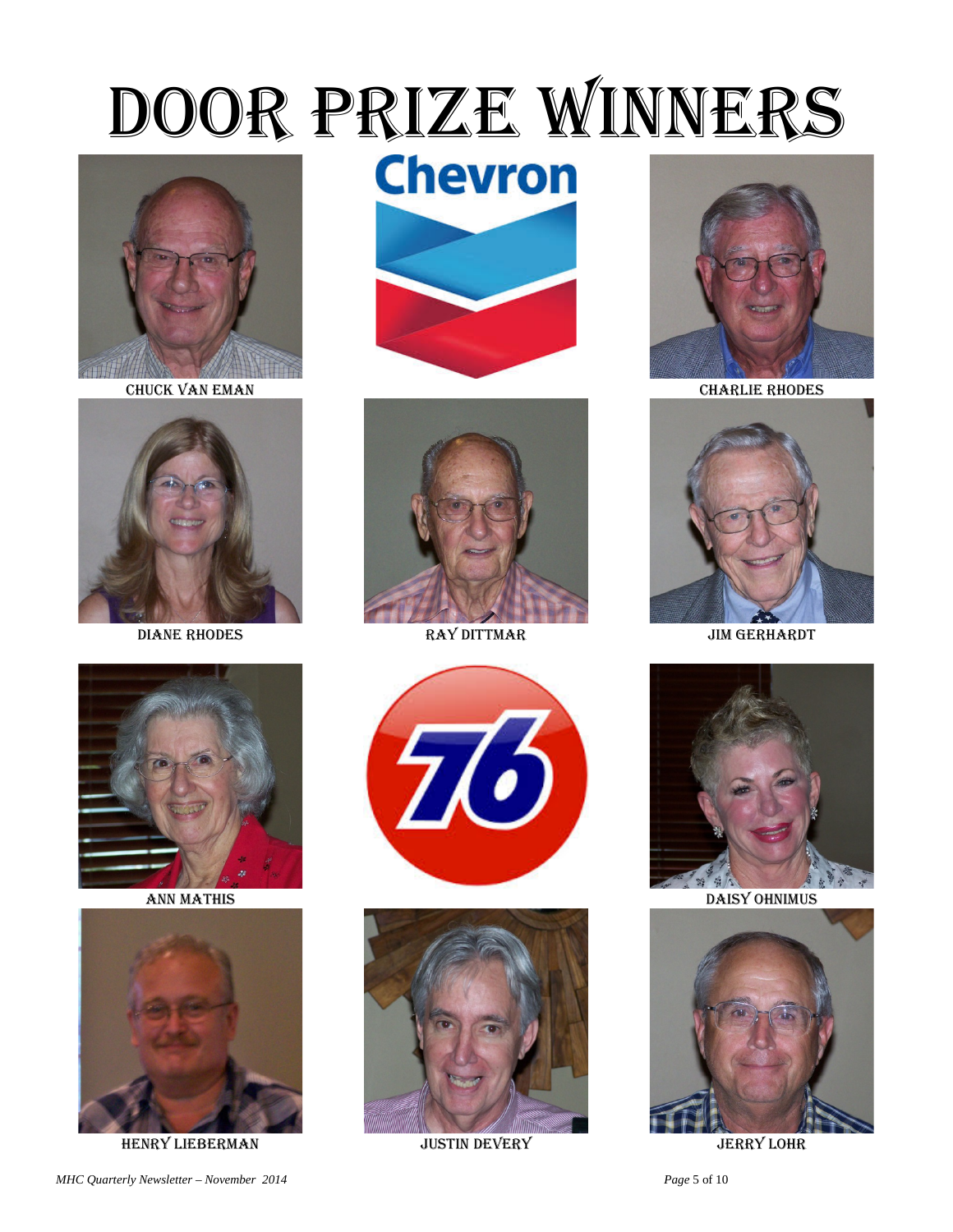# Door Prize Winners

Chuck Van Eman

Charlie Rhodes

Diane Rhodes

Ray Dittmar

Jim Gerhardt

Ann Mathis

Daisy Ohnimus

Henry Lieberman

Justin Devery

Jerry Lohr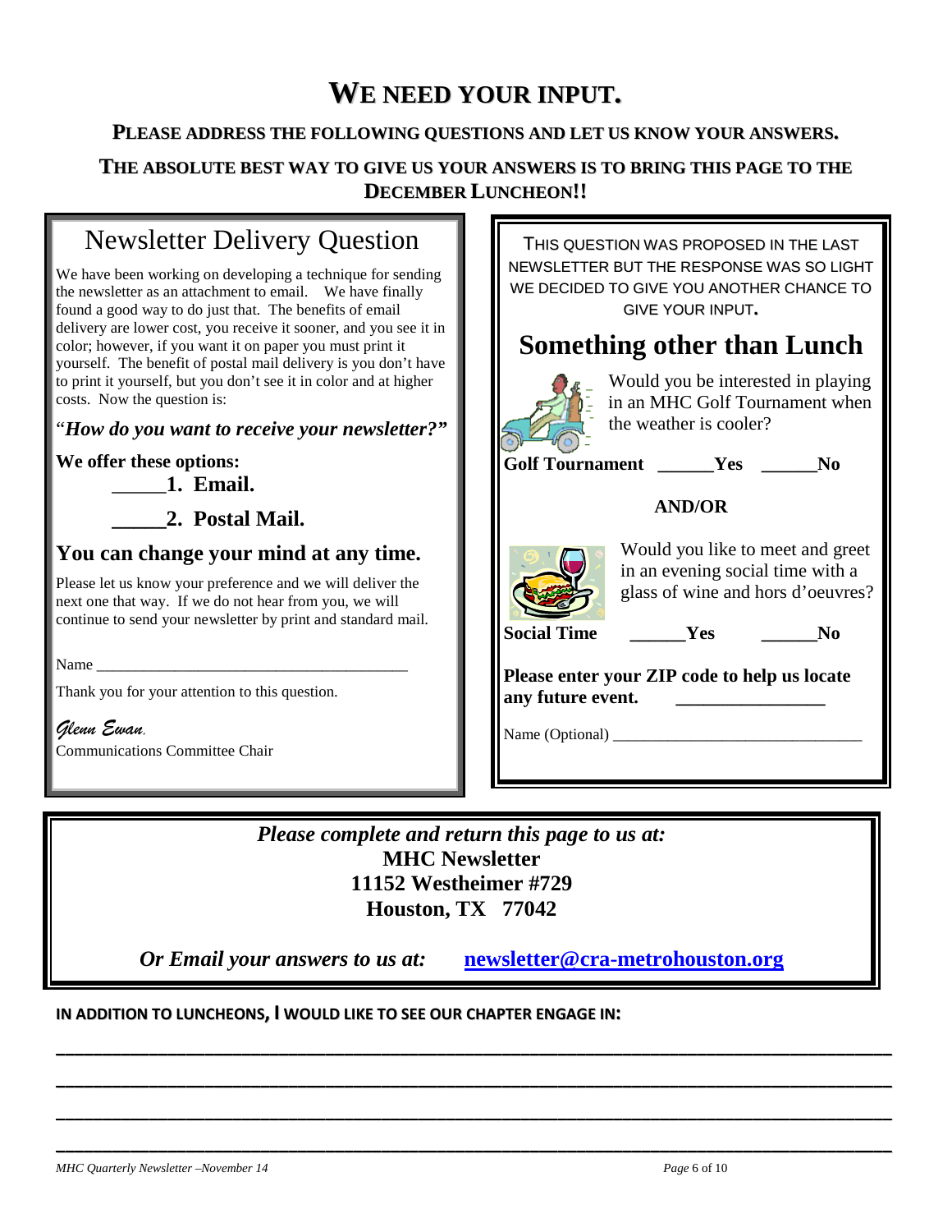# WE NEED YOUR INPUT.

### PLEASE ADDRESS THE FOLLOWING QUESTIONS AND LET US KNOW YOUR ANSWERS.

### THE ABSOLUTE BEST WAY TO GIVE US YOUR ANSWERS IS TO BRING THIS PAGE TO THE DECEMBER LUNCHEON!!

## Newsletter Delivery Question

We have been working on developing a technique for sending the newsletter as an attachment to email. We have finally found a good way to do just that. The benefits of email delivery are lower cost, you receive it sooner, and you see it in color; however, if you want it on paper you must print it yourself. The benefit of postal mail delivery is you don't have to print it yourself, but you don't see it in color and at higher costs. Now the question is:

"*How do you want to receive your newsletter?"*

**We offer these options:**

**_____1. Email.**

**_____2. Postal Mail.**

### You can change your mind at any time.

Please let us know your preference and we will deliver the next one that way. If we do not hear from you, we will continue to send your newsletter by print and standard mail.

Name ________________________________________

Thank you for your attention to this question.

*Glenn Ewan*,
Communications Committee Chair

---

THIS QUESTION WAS PROPOSED IN THE LAST NEWSLETTER BUT THE RESPONSE WAS SO LIGHT WE DECIDED TO GIVE YOU ANOTHER CHANCE TO GIVE YOUR INPUT.

## Something other than Lunch

Would you be interested in playing in an MHC Golf Tournament when the weather is cooler?

**Golf Tournament ______Yes ______No**

**AND/OR**

Would you like to meet and greet in an evening social time with a glass of wine and hors d'oeuvres?

**Social Time ______Yes ______No**

**Please enter your ZIP code to help us locate any future event. ________________**

Name (Optional) _______________________________

---

***Please complete and return this page to us at:***
**MHC Newsletter**
**11152 Westheimer #729**
**Houston, TX 77042**

***Or Email your answers to us at:*** **newsletter@cra-metrohouston.org**

**IN ADDITION TO LUNCHEONS, I WOULD LIKE TO SEE OUR CHAPTER ENGAGE IN:**

_______________________________________________________________

_______________________________________________________________

_______________________________________________________________

_______________________________________________________________